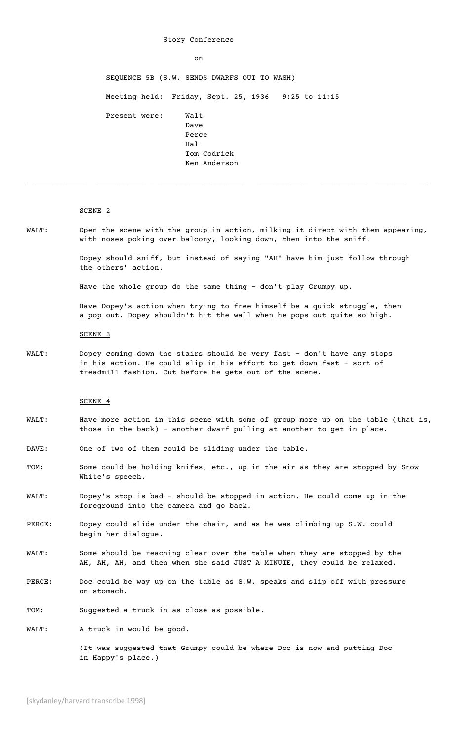Story Conference

on

SEQUENCE 5B (S.W. SENDS DWARFS OUT TO WASH)

Meeting held: Friday, Sept. 25, 1936 9:25 to 11:15

Present were: Walt
Dave
Perce
Hal
Tom Codrick
Ken Anderson

---

SCENE 2

WALT: Open the scene with the group in action, milking it direct with them appearing, with noses poking over balcony, looking down, then into the sniff.

Dopey should sniff, but instead of saying "AH" have him just follow through the others' action.

Have the whole group do the same thing - don't play Grumpy up.

Have Dopey's action when trying to free himself be a quick struggle, then a pop out. Dopey shouldn't hit the wall when he pops out quite so high.

SCENE 3

WALT: Dopey coming down the stairs should be very fast - don't have any stops in his action. He could slip in his effort to get down fast - sort of treadmill fashion. Cut before he gets out of the scene.

SCENE 4

WALT: Have more action in this scene with some of group more up on the table (that is, those in the back) - another dwarf pulling at another to get in place.

DAVE: One of two of them could be sliding under the table.

TOM: Some could be holding knifes, etc., up in the air as they are stopped by Snow White's speech.

WALT: Dopey's stop is bad - should be stopped in action. He could come up in the foreground into the camera and go back.

PERCE: Dopey could slide under the chair, and as he was climbing up S.W. could begin her dialogue.

WALT: Some should be reaching clear over the table when they are stopped by the AH, AH, AH, and then when she said JUST A MINUTE, they could be relaxed.

PERCE: Doc could be way up on the table as S.W. speaks and slip off with pressure on stomach.

TOM: Suggested a truck in as close as possible.

WALT: A truck in would be good.

(It was suggested that Grumpy could be where Doc is now and putting Doc in Happy's place.)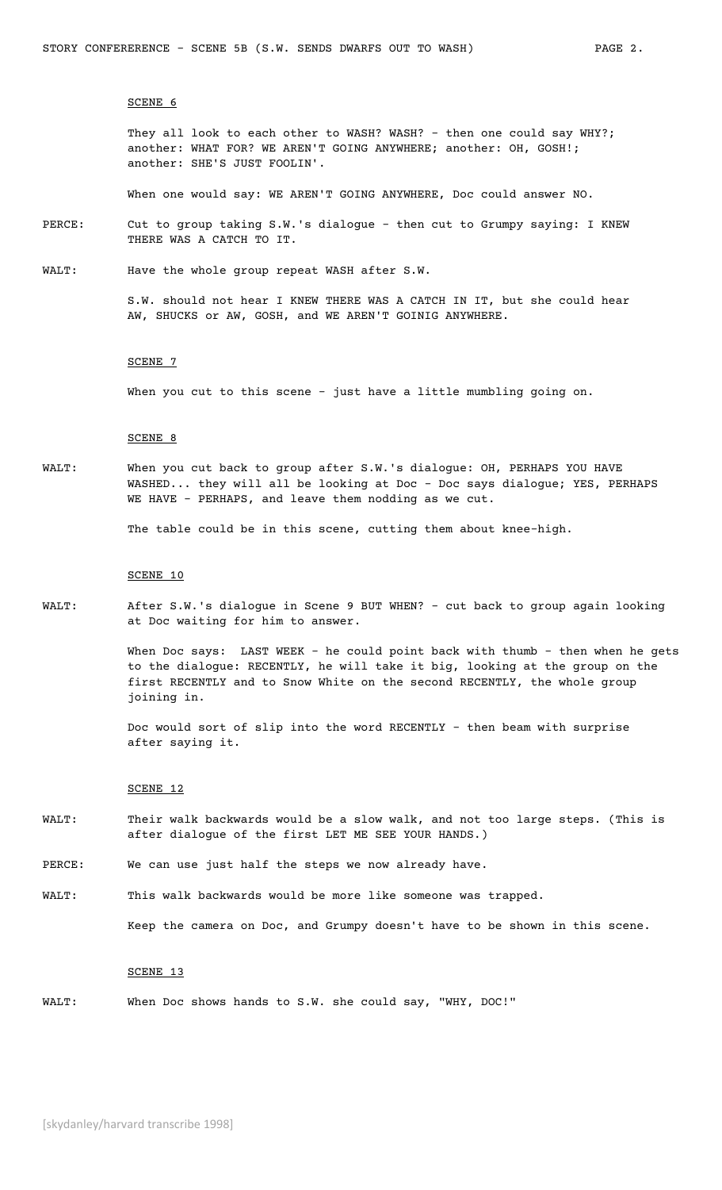SCENE 6

They all look to each other to WASH? WASH? - then one could say WHY?; another: WHAT FOR? WE AREN'T GOING ANYWHERE; another: OH, GOSH!; another: SHE'S JUST FOOLIN'.

When one would say: WE AREN'T GOING ANYWHERE, Doc could answer NO.

PERCE: Cut to group taking S.W.'s dialogue - then cut to Grumpy saying: I KNEW THERE WAS A CATCH TO IT.

WALT: Have the whole group repeat WASH after S.W.

S.W. should not hear I KNEW THERE WAS A CATCH IN IT, but she could hear AW, SHUCKS or AW, GOSH, and WE AREN'T GOINIG ANYWHERE.

SCENE 7

When you cut to this scene - just have a little mumbling going on.

SCENE 8

WALT: When you cut back to group after S.W.'s dialogue: OH, PERHAPS YOU HAVE WASHED... they will all be looking at Doc - Doc says dialogue; YES, PERHAPS WE HAVE - PERHAPS, and leave them nodding as we cut.

The table could be in this scene, cutting them about knee-high.

SCENE 10

WALT: After S.W.'s dialogue in Scene 9 BUT WHEN? - cut back to group again looking at Doc waiting for him to answer.

When Doc says: LAST WEEK - he could point back with thumb - then when he gets to the dialogue: RECENTLY, he will take it big, looking at the group on the first RECENTLY and to Snow White on the second RECENTLY, the whole group joining in.

Doc would sort of slip into the word RECENTLY - then beam with surprise after saying it.

SCENE 12

WALT: Their walk backwards would be a slow walk, and not too large steps. (This is after dialogue of the first LET ME SEE YOUR HANDS.)

PERCE: We can use just half the steps we now already have.

WALT: This walk backwards would be more like someone was trapped.

Keep the camera on Doc, and Grumpy doesn't have to be shown in this scene.

SCENE 13

WALT: When Doc shows hands to S.W. she could say, "WHY, DOC!"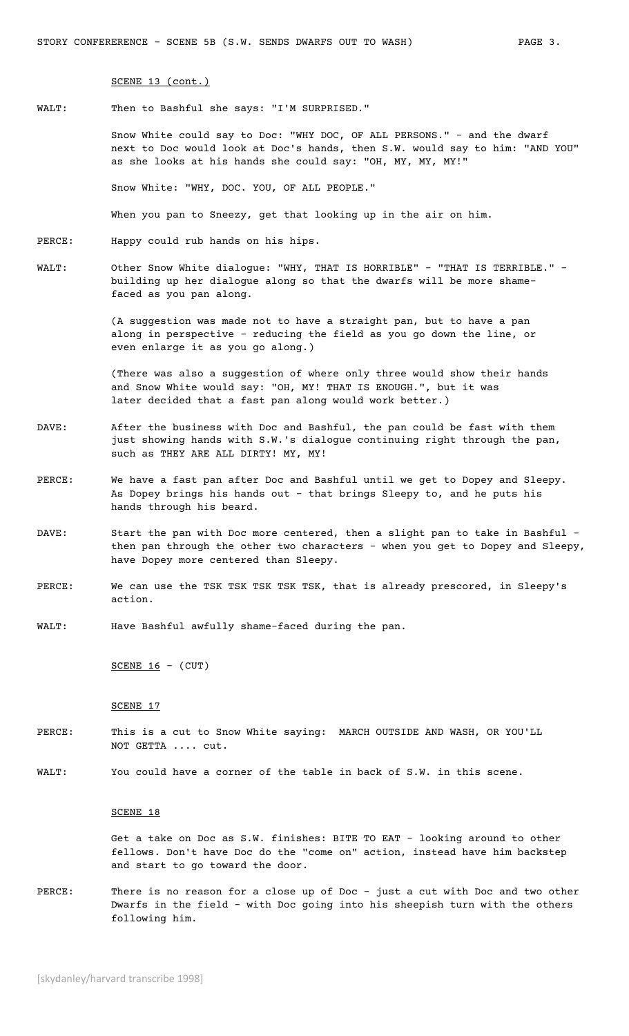SCENE 13 (cont.)

WALT: Then to Bashful she says: "I'M SURPRISED."

Snow White could say to Doc: "WHY DOC, OF ALL PERSONS." - and the dwarf next to Doc would look at Doc's hands, then S.W. would say to him: "AND YOU" as she looks at his hands she could say: "OH, MY, MY, MY!"

Snow White: "WHY, DOC. YOU, OF ALL PEOPLE."

When you pan to Sneezy, get that looking up in the air on him.

PERCE: Happy could rub hands on his hips.

WALT: Other Snow White dialogue: "WHY, THAT IS HORRIBLE" - "THAT IS TERRIBLE." - building up her dialogue along so that the dwarfs will be more shame-faced as you pan along.

(A suggestion was made not to have a straight pan, but to have a pan along in perspective - reducing the field as you go down the line, or even enlarge it as you go along.)

(There was also a suggestion of where only three would show their hands and Snow White would say: "OH, MY! THAT IS ENOUGH.", but it was later decided that a fast pan along would work better.)

DAVE: After the business with Doc and Bashful, the pan could be fast with them just showing hands with S.W.'s dialogue continuing right through the pan, such as THEY ARE ALL DIRTY! MY, MY!

PERCE: We have a fast pan after Doc and Bashful until we get to Dopey and Sleepy. As Dopey brings his hands out - that brings Sleepy to, and he puts his hands through his beard.

DAVE: Start the pan with Doc more centered, then a slight pan to take in Bashful - then pan through the other two characters - when you get to Dopey and Sleepy, have Dopey more centered than Sleepy.

PERCE: We can use the TSK TSK TSK TSK TSK, that is already prescored, in Sleepy's action.

WALT: Have Bashful awfully shame-faced during the pan.

SCENE 16 - (CUT)

SCENE 17

PERCE: This is a cut to Snow White saying: MARCH OUTSIDE AND WASH, OR YOU'LL NOT GETTA .... cut.

WALT: You could have a corner of the table in back of S.W. in this scene.

SCENE 18

Get a take on Doc as S.W. finishes: BITE TO EAT - looking around to other fellows. Don't have Doc do the "come on" action, instead have him backstep and start to go toward the door.

PERCE: There is no reason for a close up of Doc - just a cut with Doc and two other Dwarfs in the field - with Doc going into his sheepish turn with the others following him.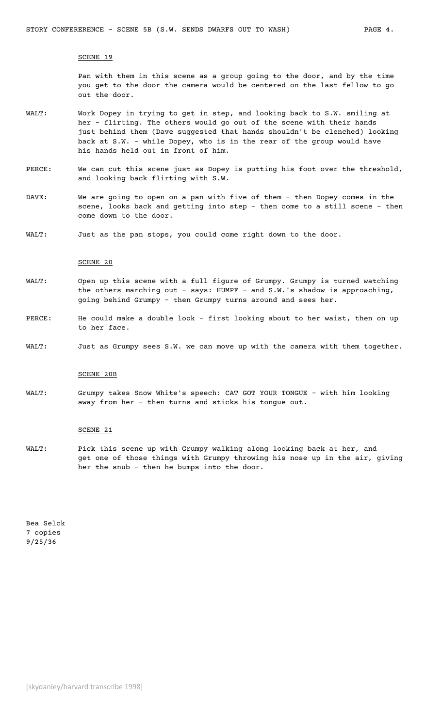SCENE 19

Pan with them in this scene as a group going to the door, and by the time you get to the door the camera would be centered on the last fellow to go out the door.

WALT: Work Dopey in trying to get in step, and looking back to S.W. smiling at her - flirting. The others would go out of the scene with their hands just behind them (Dave suggested that hands shouldn't be clenched) looking back at S.W. - while Dopey, who is in the rear of the group would have his hands held out in front of him.

PERCE: We can cut this scene just as Dopey is putting his foot over the threshold, and looking back flirting with S.W.

DAVE: We are going to open on a pan with five of them - then Dopey comes in the scene, looks back and getting into step - then come to a still scene - then come down to the door.

WALT: Just as the pan stops, you could come right down to the door.

SCENE 20

WALT: Open up this scene with a full figure of Grumpy. Grumpy is turned watching the others marching out - says: HUMPF - and S.W.'s shadow is approaching, going behind Grumpy - then Grumpy turns around and sees her.

PERCE: He could make a double look - first looking about to her waist, then on up to her face.

WALT: Just as Grumpy sees S.W. we can move up with the camera with them together.

SCENE 20B

WALT: Grumpy takes Snow White's speech: CAT GOT YOUR TONGUE - with him looking away from her - then turns and sticks his tongue out.

SCENE 21

WALT: Pick this scene up with Grumpy walking along looking back at her, and get one of those things with Grumpy throwing his nose up in the air, giving her the snub - then he bumps into the door.

Bea Selck
7 copies
9/25/36

[skydanley/harvard transcribe 1998]